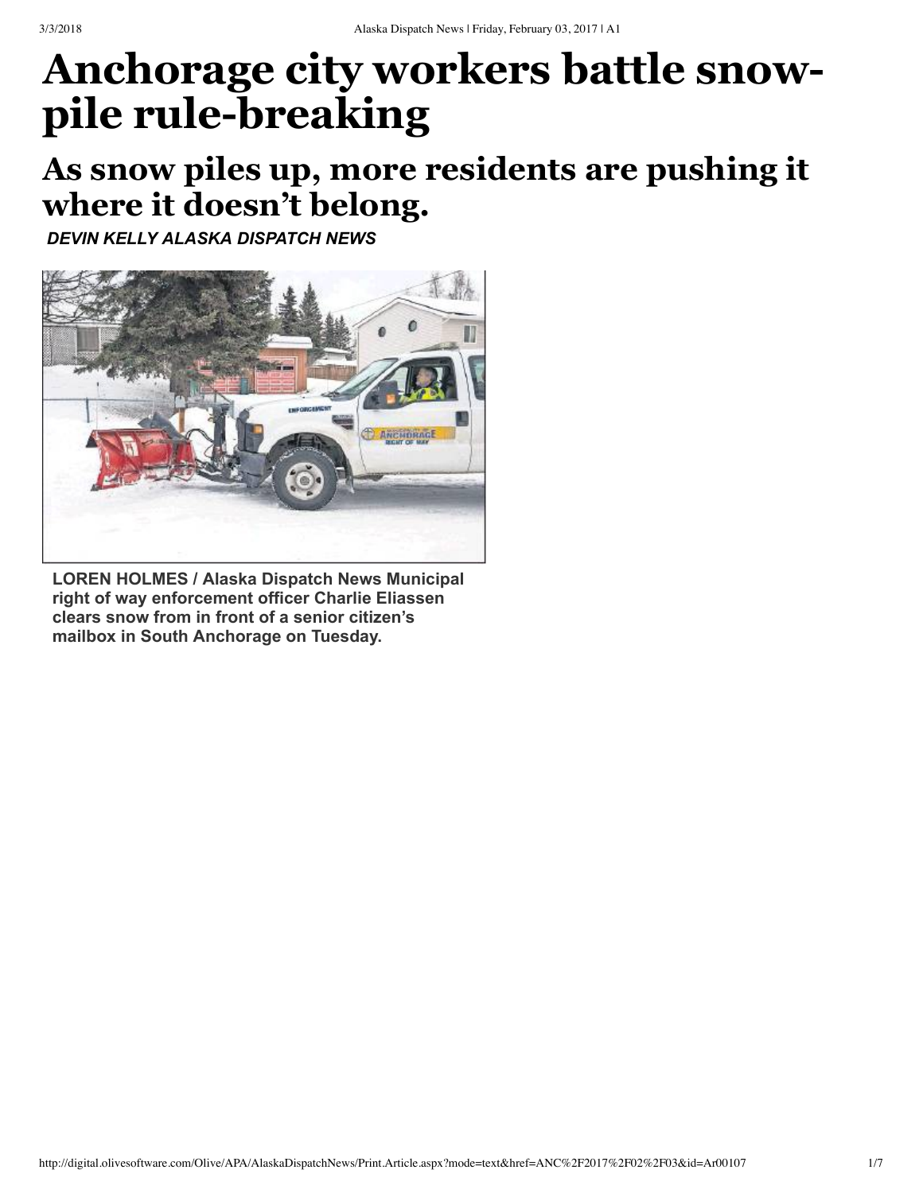# Anchorage city workers battle snow-pile rule-breaking

## As snow piles up, more residents are pushing it where it doesn't belong.

***DEVIN KELLY ALASKA DISPATCH NEWS***

**LOREN HOLMES / Alaska Dispatch News Municipal right of way enforcement officer Charlie Eliassen clears snow from in front of a senior citizen's mailbox in South Anchorage on Tuesday.**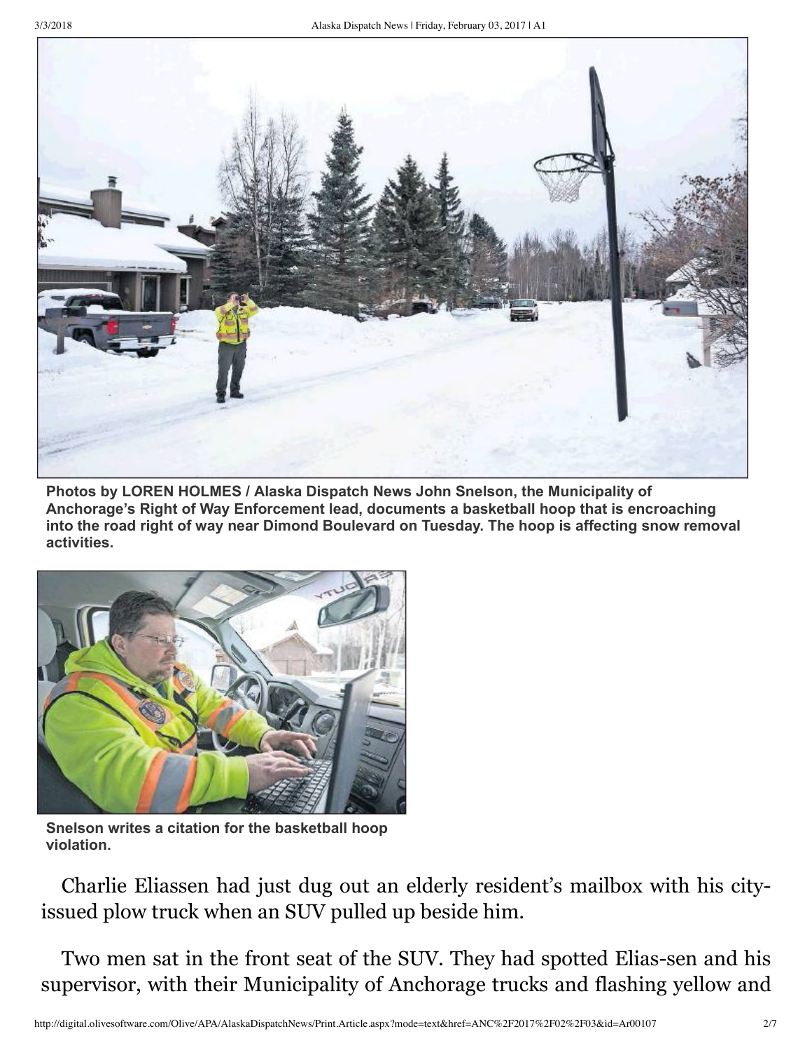**Photos by LOREN HOLMES / Alaska Dispatch News John Snelson, the Municipality of Anchorage's Right of Way Enforcement lead, documents a basketball hoop that is encroaching into the road right of way near Dimond Boulevard on Tuesday. The hoop is affecting snow removal activities.**

**Snelson writes a citation for the basketball hoop violation.**

Charlie Eliassen had just dug out an elderly resident's mailbox with his city-issued plow truck when an SUV pulled up beside him.

Two men sat in the front seat of the SUV. They had spotted Elias-sen and his supervisor, with their Municipality of Anchorage trucks and flashing yellow and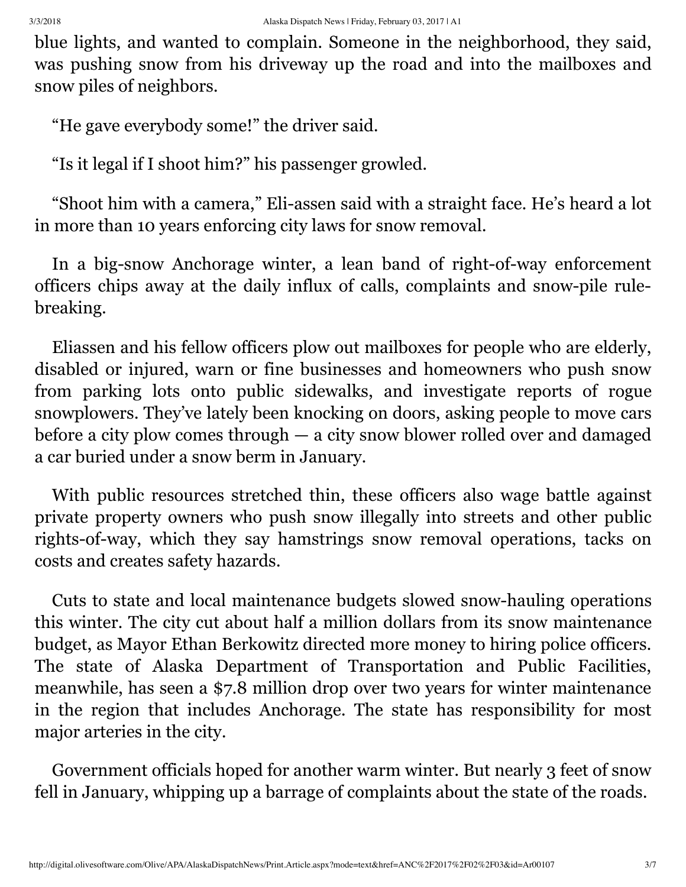blue lights, and wanted to complain. Someone in the neighborhood, they said, was pushing snow from his driveway up the road and into the mailboxes and snow piles of neighbors.

"He gave everybody some!" the driver said.

"Is it legal if I shoot him?" his passenger growled.

"Shoot him with a camera," Eli-assen said with a straight face. He's heard a lot in more than 10 years enforcing city laws for snow removal.

In a big-snow Anchorage winter, a lean band of right-of-way enforcement officers chips away at the daily influx of calls, complaints and snow-pile rule-breaking.

Eliassen and his fellow officers plow out mailboxes for people who are elderly, disabled or injured, warn or fine businesses and homeowners who push snow from parking lots onto public sidewalks, and investigate reports of rogue snowplowers. They've lately been knocking on doors, asking people to move cars before a city plow comes through — a city snow blower rolled over and damaged a car buried under a snow berm in January.

With public resources stretched thin, these officers also wage battle against private property owners who push snow illegally into streets and other public rights-of-way, which they say hamstrings snow removal operations, tacks on costs and creates safety hazards.

Cuts to state and local maintenance budgets slowed snow-hauling operations this winter. The city cut about half a million dollars from its snow maintenance budget, as Mayor Ethan Berkowitz directed more money to hiring police officers. The state of Alaska Department of Transportation and Public Facilities, meanwhile, has seen a $7.8 million drop over two years for winter maintenance in the region that includes Anchorage. The state has responsibility for most major arteries in the city.

Government officials hoped for another warm winter. But nearly 3 feet of snow fell in January, whipping up a barrage of complaints about the state of the roads.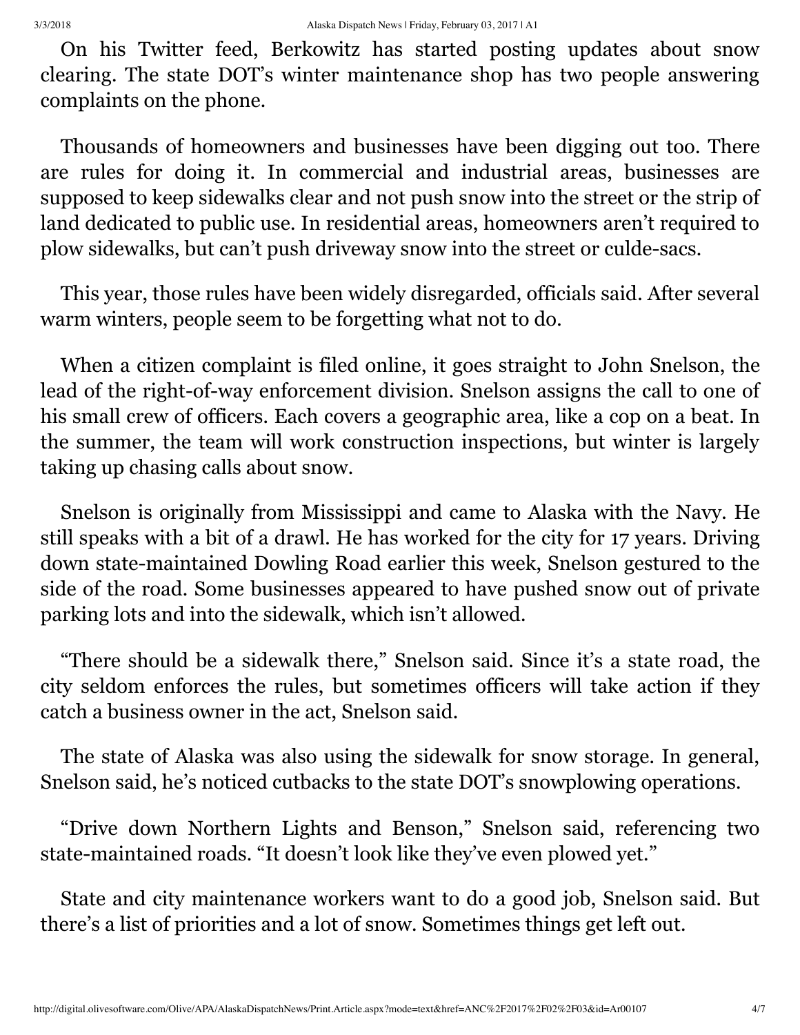On his Twitter feed, Berkowitz has started posting updates about snow clearing. The state DOT's winter maintenance shop has two people answering complaints on the phone.

Thousands of homeowners and businesses have been digging out too. There are rules for doing it. In commercial and industrial areas, businesses are supposed to keep sidewalks clear and not push snow into the street or the strip of land dedicated to public use. In residential areas, homeowners aren't required to plow sidewalks, but can't push driveway snow into the street or culde-sacs.

This year, those rules have been widely disregarded, officials said. After several warm winters, people seem to be forgetting what not to do.

When a citizen complaint is filed online, it goes straight to John Snelson, the lead of the right-of-way enforcement division. Snelson assigns the call to one of his small crew of officers. Each covers a geographic area, like a cop on a beat. In the summer, the team will work construction inspections, but winter is largely taking up chasing calls about snow.

Snelson is originally from Mississippi and came to Alaska with the Navy. He still speaks with a bit of a drawl. He has worked for the city for 17 years. Driving down state-maintained Dowling Road earlier this week, Snelson gestured to the side of the road. Some businesses appeared to have pushed snow out of private parking lots and into the sidewalk, which isn't allowed.

"There should be a sidewalk there," Snelson said. Since it's a state road, the city seldom enforces the rules, but sometimes officers will take action if they catch a business owner in the act, Snelson said.

The state of Alaska was also using the sidewalk for snow storage. In general, Snelson said, he's noticed cutbacks to the state DOT's snowplowing operations.

"Drive down Northern Lights and Benson," Snelson said, referencing two state-maintained roads. "It doesn't look like they've even plowed yet."

State and city maintenance workers want to do a good job, Snelson said. But there's a list of priorities and a lot of snow. Sometimes things get left out.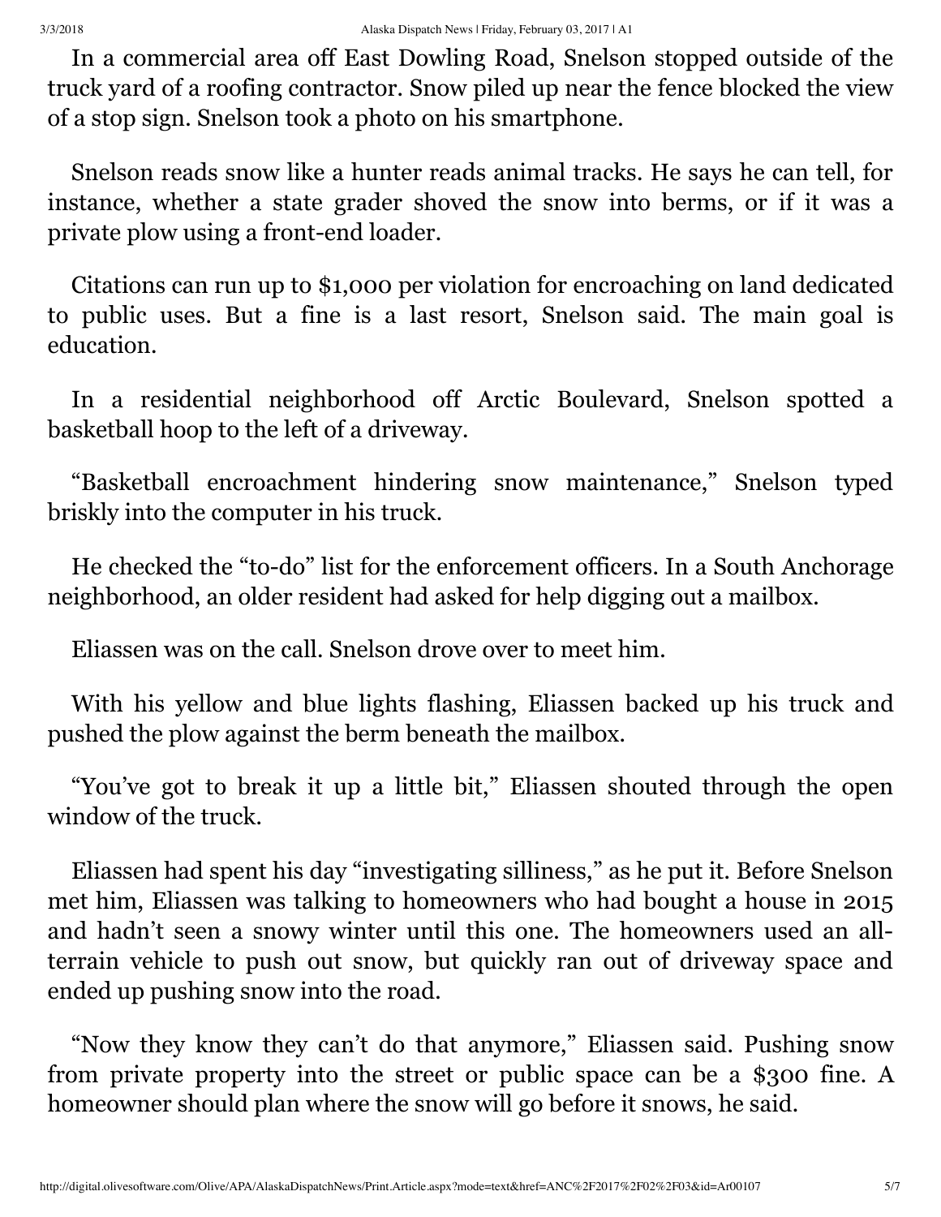In a commercial area off East Dowling Road, Snelson stopped outside of the truck yard of a roofing contractor. Snow piled up near the fence blocked the view of a stop sign. Snelson took a photo on his smartphone.

Snelson reads snow like a hunter reads animal tracks. He says he can tell, for instance, whether a state grader shoved the snow into berms, or if it was a private plow using a front-end loader.

Citations can run up to $1,000 per violation for encroaching on land dedicated to public uses. But a fine is a last resort, Snelson said. The main goal is education.

In a residential neighborhood off Arctic Boulevard, Snelson spotted a basketball hoop to the left of a driveway.

"Basketball encroachment hindering snow maintenance," Snelson typed briskly into the computer in his truck.

He checked the "to-do" list for the enforcement officers. In a South Anchorage neighborhood, an older resident had asked for help digging out a mailbox.

Eliassen was on the call. Snelson drove over to meet him.

With his yellow and blue lights flashing, Eliassen backed up his truck and pushed the plow against the berm beneath the mailbox.

"You've got to break it up a little bit," Eliassen shouted through the open window of the truck.

Eliassen had spent his day "investigating silliness," as he put it. Before Snelson met him, Eliassen was talking to homeowners who had bought a house in 2015 and hadn't seen a snowy winter until this one. The homeowners used an all-terrain vehicle to push out snow, but quickly ran out of driveway space and ended up pushing snow into the road.

"Now they know they can't do that anymore," Eliassen said. Pushing snow from private property into the street or public space can be a $300 fine. A homeowner should plan where the snow will go before it snows, he said.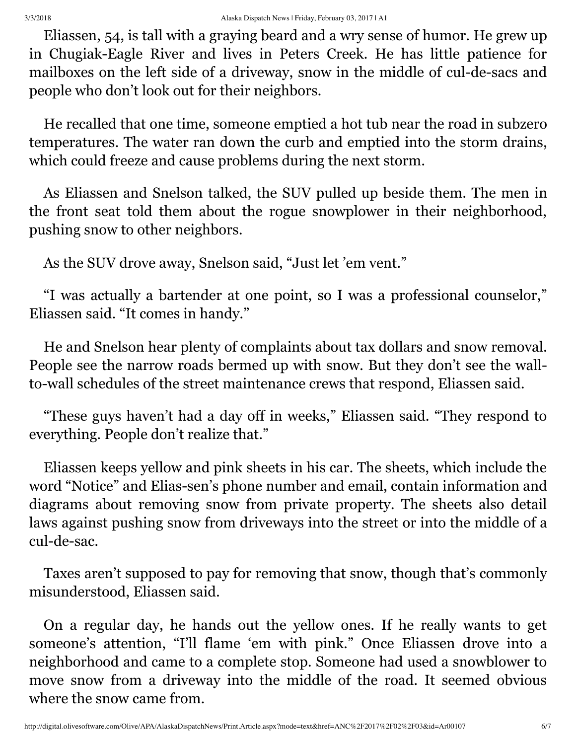Eliassen, 54, is tall with a graying beard and a wry sense of humor. He grew up in Chugiak-Eagle River and lives in Peters Creek. He has little patience for mailboxes on the left side of a driveway, snow in the middle of cul-de-sacs and people who don't look out for their neighbors.

He recalled that one time, someone emptied a hot tub near the road in subzero temperatures. The water ran down the curb and emptied into the storm drains, which could freeze and cause problems during the next storm.

As Eliassen and Snelson talked, the SUV pulled up beside them. The men in the front seat told them about the rogue snowplower in their neighborhood, pushing snow to other neighbors.

As the SUV drove away, Snelson said, "Just let 'em vent."

"I was actually a bartender at one point, so I was a professional counselor," Eliassen said. "It comes in handy."

He and Snelson hear plenty of complaints about tax dollars and snow removal. People see the narrow roads bermed up with snow. But they don't see the wall-to-wall schedules of the street maintenance crews that respond, Eliassen said.

"These guys haven't had a day off in weeks," Eliassen said. "They respond to everything. People don't realize that."

Eliassen keeps yellow and pink sheets in his car. The sheets, which include the word "Notice" and Elias-sen's phone number and email, contain information and diagrams about removing snow from private property. The sheets also detail laws against pushing snow from driveways into the street or into the middle of a cul-de-sac.

Taxes aren't supposed to pay for removing that snow, though that's commonly misunderstood, Eliassen said.

On a regular day, he hands out the yellow ones. If he really wants to get someone's attention, "I'll flame 'em with pink." Once Eliassen drove into a neighborhood and came to a complete stop. Someone had used a snowblower to move snow from a driveway into the middle of the road. It seemed obvious where the snow came from.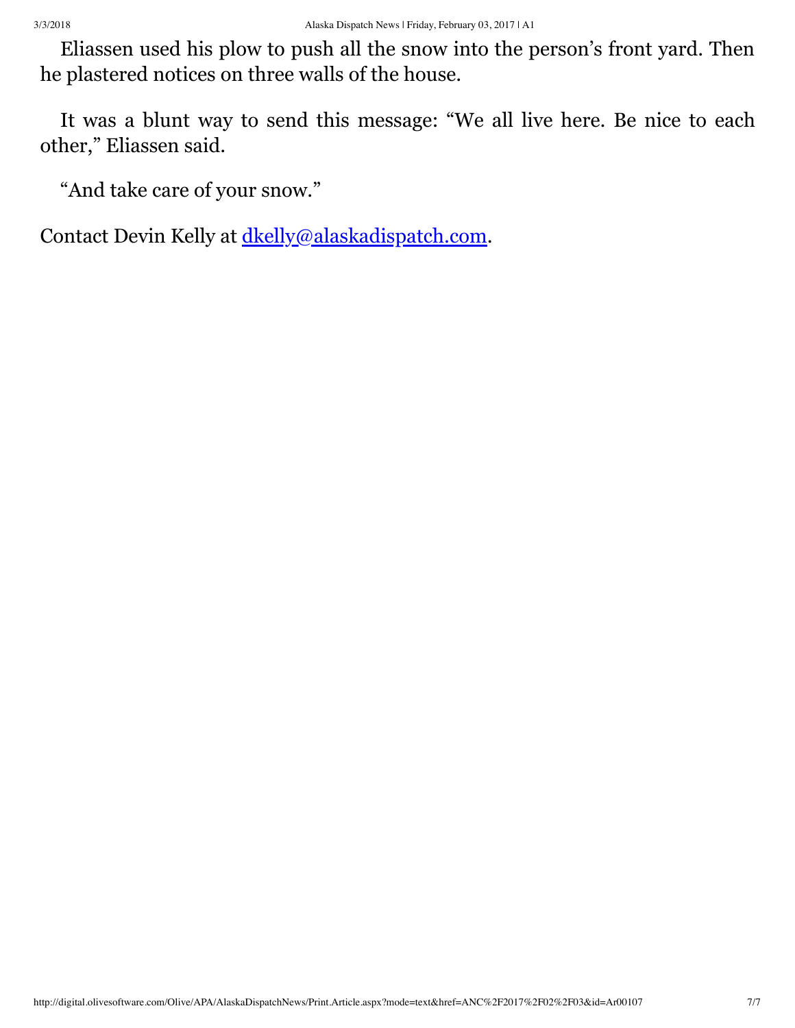Eliassen used his plow to push all the snow into the person's front yard. Then he plastered notices on three walls of the house.

It was a blunt way to send this message: "We all live here. Be nice to each other," Eliassen said.

"And take care of your snow."

Contact Devin Kelly at dkelly@alaskadispatch.com.